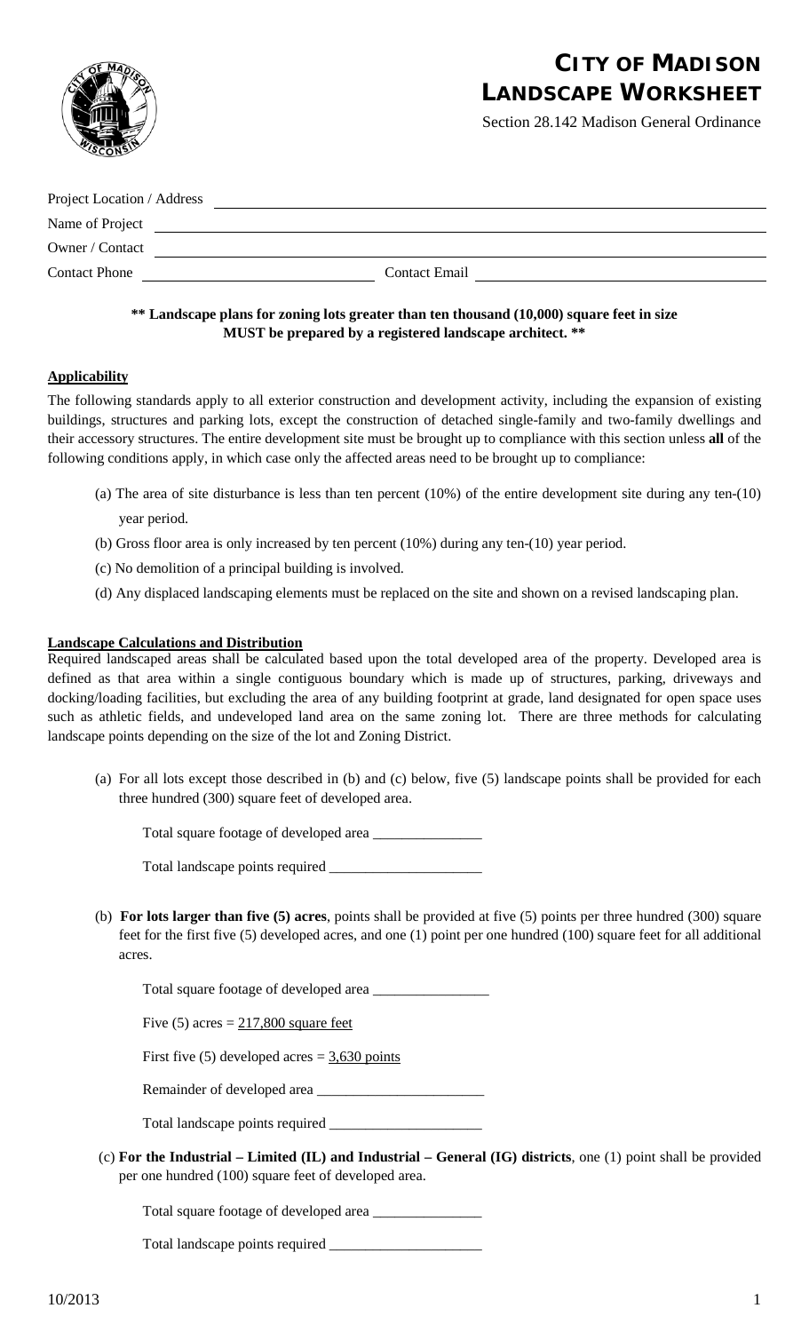# CITY OF MADISON LANDSCAPE WORKSHEET

Section 28.142 Madison General Ordinance

Project Location / Address \_\_\_\_\_\_\_\_\_\_\_\_\_\_\_\_\_\_\_\_\_\_\_\_\_\_\_\_\_\_\_\_\_\_\_\_\_\_\_\_\_\_\_\_

Name of Project \_\_\_\_\_\_\_\_\_\_\_\_\_\_\_\_\_\_\_\_\_\_\_\_\_\_\_\_\_\_\_\_\_\_\_\_\_\_\_\_\_\_\_\_

Owner / Contact \_\_\_\_\_\_\_\_\_\_\_\_\_\_\_\_\_\_\_\_\_\_\_\_\_\_\_\_\_\_\_\_\_\_\_\_\_\_\_\_\_\_\_\_

Contact Phone \_\_\_\_\_\_\_\_\_\_\_\_\_\_\_\_\_\_\_\_ Contact Email \_\_\_\_\_\_\_\_\_\_\_\_\_\_\_\_\_\_\_\_

**\*\* Landscape plans for zoning lots greater than ten thousand (10,000) square feet in size MUST be prepared by a registered landscape architect. \*\***

## Applicability

The following standards apply to all exterior construction and development activity, including the expansion of existing buildings, structures and parking lots, except the construction of detached single-family and two-family dwellings and their accessory structures. The entire development site must be brought up to compliance with this section unless **all** of the following conditions apply, in which case only the affected areas need to be brought up to compliance:

(a) The area of site disturbance is less than ten percent (10%) of the entire development site during any ten-(10) year period.

(b) Gross floor area is only increased by ten percent (10%) during any ten-(10) year period.

(c) No demolition of a principal building is involved.

(d) Any displaced landscaping elements must be replaced on the site and shown on a revised landscaping plan.

## Landscape Calculations and Distribution

Required landscaped areas shall be calculated based upon the total developed area of the property. Developed area is defined as that area within a single contiguous boundary which is made up of structures, parking, driveways and docking/loading facilities, but excluding the area of any building footprint at grade, land designated for open space uses such as athletic fields, and undeveloped land area on the same zoning lot. There are three methods for calculating landscape points depending on the size of the lot and Zoning District.

(a) For all lots except those described in (b) and (c) below, five (5) landscape points shall be provided for each three hundred (300) square feet of developed area.

Total square footage of developed area \_\_\_\_\_\_\_\_\_\_\_\_\_\_\_

Total landscape points required \_\_\_\_\_\_\_\_\_\_\_\_\_\_\_\_\_\_\_\_

(b) **For lots larger than five (5) acres**, points shall be provided at five (5) points per three hundred (300) square feet for the first five (5) developed acres, and one (1) point per one hundred (100) square feet for all additional acres.

Total square footage of developed area \_\_\_\_\_\_\_\_\_\_\_\_\_\_\_

Five (5) acres = 217,800 square feet

First five (5) developed acres = 3,630 points

Remainder of developed area \_\_\_\_\_\_\_\_\_\_\_\_\_\_\_\_\_\_\_\_

Total landscape points required \_\_\_\_\_\_\_\_\_\_\_\_\_\_\_\_\_\_\_\_

(c) **For the Industrial – Limited (IL) and Industrial – General (IG) districts**, one (1) point shall be provided per one hundred (100) square feet of developed area.

Total square footage of developed area \_\_\_\_\_\_\_\_\_\_\_\_\_\_\_

Total landscape points required \_\_\_\_\_\_\_\_\_\_\_\_\_\_\_\_\_\_\_\_

10/2013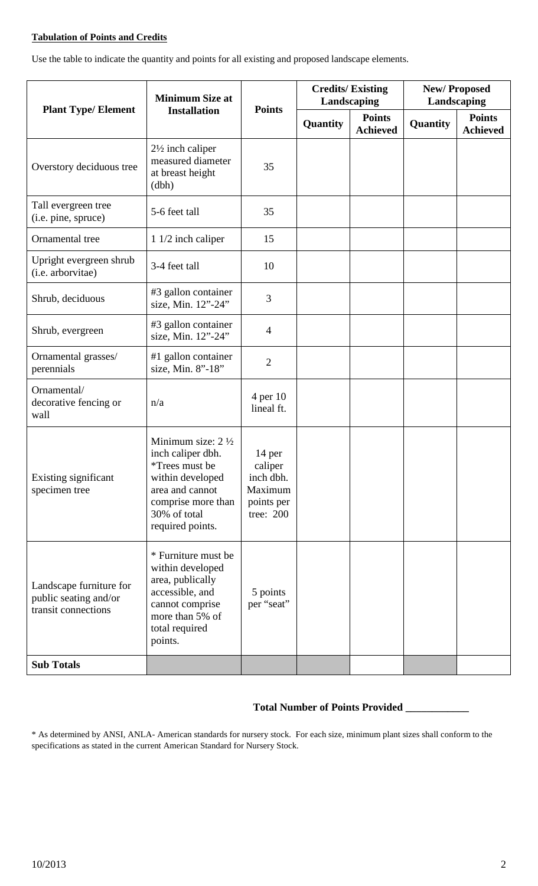**Tabulation of Points and Credits**

Use the table to indicate the quantity and points for all existing and proposed landscape elements.

| Plant Type/ Element | Minimum Size at Installation | Points | Credits/ Existing Landscaping | | New/ Proposed Landscaping | |
|---|---|---|---|---|---|---|
| | | | Quantity | Points Achieved | Quantity | Points Achieved |
| Overstory deciduous tree | 2½ inch caliper measured diameter at breast height (dbh) | 35 | | | | |
| Tall evergreen tree (i.e. pine, spruce) | 5-6 feet tall | 35 | | | | |
| Ornamental tree | 1 1/2 inch caliper | 15 | | | | |
| Upright evergreen shrub (i.e. arborvitae) | 3-4 feet tall | 10 | | | | |
| Shrub, deciduous | #3 gallon container size, Min. 12"-24" | 3 | | | | |
| Shrub, evergreen | #3 gallon container size, Min. 12"-24" | 4 | | | | |
| Ornamental grasses/ perennials | #1 gallon container size, Min. 8"-18" | 2 | | | | |
| Ornamental/ decorative fencing or wall | n/a | 4 per 10 lineal ft. | | | | |
| Existing significant specimen tree | Minimum size: 2 ½ inch caliper dbh. *Trees must be within developed area and cannot comprise more than 30% of total required points. | 14 per caliper inch dbh. Maximum points per tree: 200 | | | | |
| Landscape furniture for public seating and/or transit connections | * Furniture must be within developed area, publically accessible, and cannot comprise more than 5% of total required points. | 5 points per "seat" | | | | |
| **Sub Totals** | | | | | | |

**Total Number of Points Provided \_\_\_\_\_\_\_\_\_\_\_\_**

\* As determined by ANSI, ANLA- American standards for nursery stock. For each size, minimum plant sizes shall conform to the specifications as stated in the current American Standard for Nursery Stock.

10/2013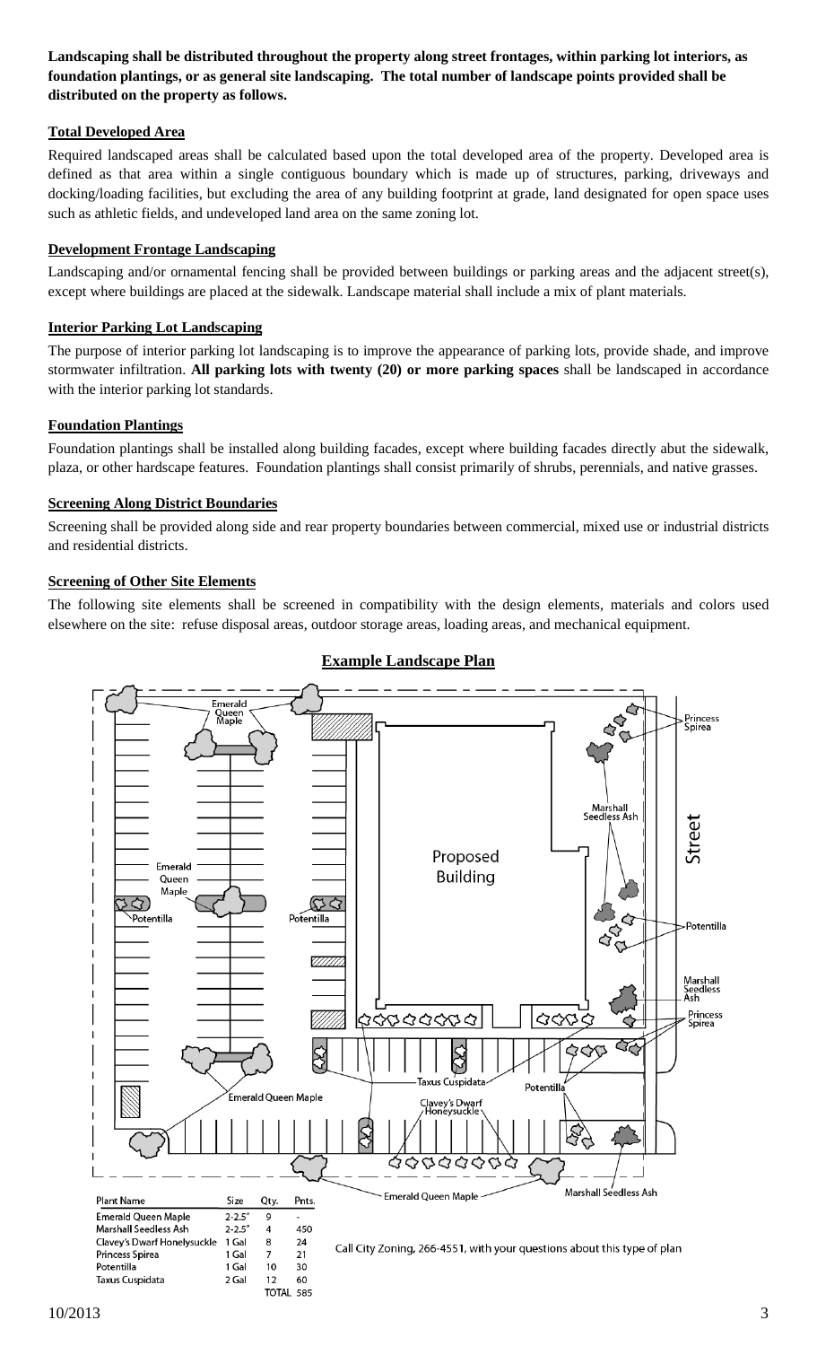**Landscaping shall be distributed throughout the property along street frontages, within parking lot interiors, as foundation plantings, or as general site landscaping. The total number of landscape points provided shall be distributed on the property as follows.**

**Total Developed Area**

Required landscaped areas shall be calculated based upon the total developed area of the property. Developed area is defined as that area within a single contiguous boundary which is made up of structures, parking, driveways and docking/loading facilities, but excluding the area of any building footprint at grade, land designated for open space uses such as athletic fields, and undeveloped land area on the same zoning lot.

**Development Frontage Landscaping**

Landscaping and/or ornamental fencing shall be provided between buildings or parking areas and the adjacent street(s), except where buildings are placed at the sidewalk. Landscape material shall include a mix of plant materials.

**Interior Parking Lot Landscaping**

The purpose of interior parking lot landscaping is to improve the appearance of parking lots, provide shade, and improve stormwater infiltration. **All parking lots with twenty (20) or more parking spaces** shall be landscaped in accordance with the interior parking lot standards.

**Foundation Plantings**

Foundation plantings shall be installed along building facades, except where building facades directly abut the sidewalk, plaza, or other hardscape features. Foundation plantings shall consist primarily of shrubs, perennials, and native grasses.

**Screening Along District Boundaries**

Screening shall be provided along side and rear property boundaries between commercial, mixed use or industrial districts and residential districts.

**Screening of Other Site Elements**

The following site elements shall be screened in compatibility with the design elements, materials and colors used elsewhere on the site: refuse disposal areas, outdoor storage areas, loading areas, and mechanical equipment.

**Example Landscape Plan**

| Plant Name | Size | Qty. | Pnts. |
|---|---|---|---|
| Emerald Queen Maple | 2-2.5" | 9 | - |
| Marshall Seedless Ash | 2-2.5" | 4 | 450 |
| Clavey's Dwarf Honeysuckle | 1 Gal | 8 | 24 |
| Princess Spirea | 1 Gal | 7 | 21 |
| Potentilla | 1 Gal | 10 | 30 |
| Taxus Cuspidata | 2 Gal | 12 | 60 |
| | | TOTAL | 585 |

Call City Zoning, 266-4551, with your questions about this type of plan

10/2013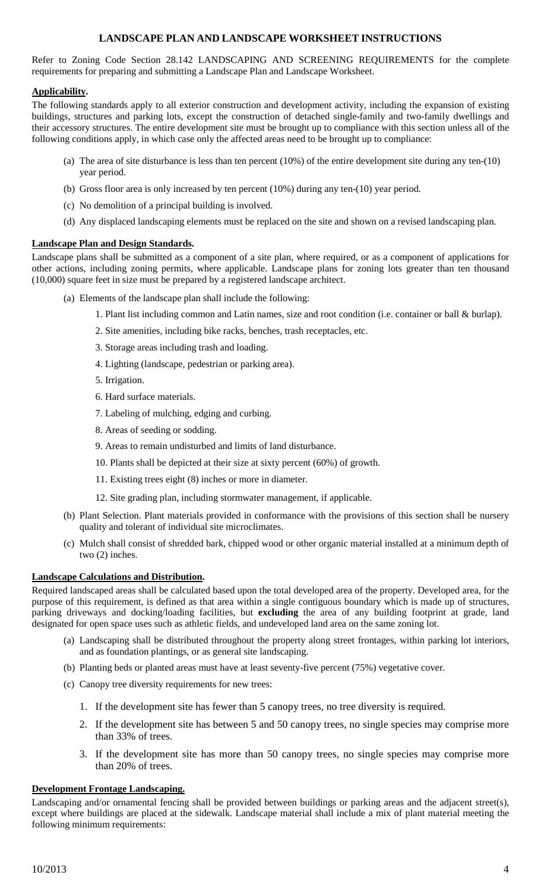# LANDSCAPE PLAN AND LANDSCAPE WORKSHEET INSTRUCTIONS

Refer to Zoning Code Section 28.142 LANDSCAPING AND SCREENING REQUIREMENTS for the complete requirements for preparing and submitting a Landscape Plan and Landscape Worksheet.

**Applicability.**

The following standards apply to all exterior construction and development activity, including the expansion of existing buildings, structures and parking lots, except the construction of detached single-family and two-family dwellings and their accessory structures. The entire development site must be brought up to compliance with this section unless all of the following conditions apply, in which case only the affected areas need to be brought up to compliance:

(a) The area of site disturbance is less than ten percent (10%) of the entire development site during any ten-(10) year period.

(b) Gross floor area is only increased by ten percent (10%) during any ten-(10) year period.

(c) No demolition of a principal building is involved.

(d) Any displaced landscaping elements must be replaced on the site and shown on a revised landscaping plan.

**Landscape Plan and Design Standards.**

Landscape plans shall be submitted as a component of a site plan, where required, or as a component of applications for other actions, including zoning permits, where applicable. Landscape plans for zoning lots greater than ten thousand (10,000) square feet in size must be prepared by a registered landscape architect.

(a) Elements of the landscape plan shall include the following:

1. Plant list including common and Latin names, size and root condition (i.e. container or ball & burlap).
2. Site amenities, including bike racks, benches, trash receptacles, etc.
3. Storage areas including trash and loading.
4. Lighting (landscape, pedestrian or parking area).
5. Irrigation.
6. Hard surface materials.
7. Labeling of mulching, edging and curbing.
8. Areas of seeding or sodding.
9. Areas to remain undisturbed and limits of land disturbance.
10. Plants shall be depicted at their size at sixty percent (60%) of growth.
11. Existing trees eight (8) inches or more in diameter.
12. Site grading plan, including stormwater management, if applicable.

(b) Plant Selection. Plant materials provided in conformance with the provisions of this section shall be nursery quality and tolerant of individual site microclimates.

(c) Mulch shall consist of shredded bark, chipped wood or other organic material installed at a minimum depth of two (2) inches.

**Landscape Calculations and Distribution.**

Required landscaped areas shall be calculated based upon the total developed area of the property. Developed area, for the purpose of this requirement, is defined as that area within a single contiguous boundary which is made up of structures, parking driveways and docking/loading facilities, but **excluding** the area of any building footprint at grade, land designated for open space uses such as athletic fields, and undeveloped land area on the same zoning lot.

(a) Landscaping shall be distributed throughout the property along street frontages, within parking lot interiors, and as foundation plantings, or as general site landscaping.

(b) Planting beds or planted areas must have at least seventy-five percent (75%) vegetative cover.

(c) Canopy tree diversity requirements for new trees:

1. If the development site has fewer than 5 canopy trees, no tree diversity is required.
2. If the development site has between 5 and 50 canopy trees, no single species may comprise more than 33% of trees.
3. If the development site has more than 50 canopy trees, no single species may comprise more than 20% of trees.

**Development Frontage Landscaping.**

Landscaping and/or ornamental fencing shall be provided between buildings or parking areas and the adjacent street(s), except where buildings are placed at the sidewalk. Landscape material shall include a mix of plant material meeting the following minimum requirements: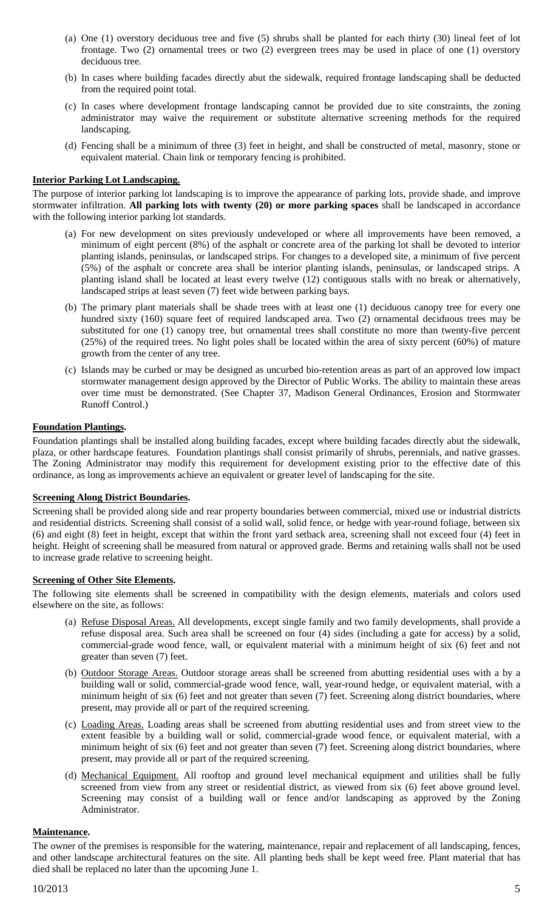(a) One (1) overstory deciduous tree and five (5) shrubs shall be planted for each thirty (30) lineal feet of lot frontage. Two (2) ornamental trees or two (2) evergreen trees may be used in place of one (1) overstory deciduous tree.

(b) In cases where building facades directly abut the sidewalk, required frontage landscaping shall be deducted from the required point total.

(c) In cases where development frontage landscaping cannot be provided due to site constraints, the zoning administrator may waive the requirement or substitute alternative screening methods for the required landscaping.

(d) Fencing shall be a minimum of three (3) feet in height, and shall be constructed of metal, masonry, stone or equivalent material. Chain link or temporary fencing is prohibited.

**Interior Parking Lot Landscaping.**

The purpose of interior parking lot landscaping is to improve the appearance of parking lots, provide shade, and improve stormwater infiltration. **All parking lots with twenty (20) or more parking spaces** shall be landscaped in accordance with the following interior parking lot standards.

(a) For new development on sites previously undeveloped or where all improvements have been removed, a minimum of eight percent (8%) of the asphalt or concrete area of the parking lot shall be devoted to interior planting islands, peninsulas, or landscaped strips. For changes to a developed site, a minimum of five percent (5%) of the asphalt or concrete area shall be interior planting islands, peninsulas, or landscaped strips. A planting island shall be located at least every twelve (12) contiguous stalls with no break or alternatively, landscaped strips at least seven (7) feet wide between parking bays.

(b) The primary plant materials shall be shade trees with at least one (1) deciduous canopy tree for every one hundred sixty (160) square feet of required landscaped area. Two (2) ornamental deciduous trees may be substituted for one (1) canopy tree, but ornamental trees shall constitute no more than twenty-five percent (25%) of the required trees. No light poles shall be located within the area of sixty percent (60%) of mature growth from the center of any tree.

(c) Islands may be curbed or may be designed as uncurbed bio-retention areas as part of an approved low impact stormwater management design approved by the Director of Public Works. The ability to maintain these areas over time must be demonstrated. (See Chapter 37, Madison General Ordinances, Erosion and Stormwater Runoff Control.)

**Foundation Plantings.**

Foundation plantings shall be installed along building facades, except where building facades directly abut the sidewalk, plaza, or other hardscape features. Foundation plantings shall consist primarily of shrubs, perennials, and native grasses. The Zoning Administrator may modify this requirement for development existing prior to the effective date of this ordinance, as long as improvements achieve an equivalent or greater level of landscaping for the site.

**Screening Along District Boundaries.**

Screening shall be provided along side and rear property boundaries between commercial, mixed use or industrial districts and residential districts. Screening shall consist of a solid wall, solid fence, or hedge with year-round foliage, between six (6) and eight (8) feet in height, except that within the front yard setback area, screening shall not exceed four (4) feet in height. Height of screening shall be measured from natural or approved grade. Berms and retaining walls shall not be used to increase grade relative to screening height.

**Screening of Other Site Elements.**

The following site elements shall be screened in compatibility with the design elements, materials and colors used elsewhere on the site, as follows:

(a) Refuse Disposal Areas. All developments, except single family and two family developments, shall provide a refuse disposal area. Such area shall be screened on four (4) sides (including a gate for access) by a solid, commercial-grade wood fence, wall, or equivalent material with a minimum height of six (6) feet and not greater than seven (7) feet.

(b) Outdoor Storage Areas. Outdoor storage areas shall be screened from abutting residential uses with a by a building wall or solid, commercial-grade wood fence, wall, year-round hedge, or equivalent material, with a minimum height of six (6) feet and not greater than seven (7) feet. Screening along district boundaries, where present, may provide all or part of the required screening.

(c) Loading Areas. Loading areas shall be screened from abutting residential uses and from street view to the extent feasible by a building wall or solid, commercial-grade wood fence, or equivalent material, with a minimum height of six (6) feet and not greater than seven (7) feet. Screening along district boundaries, where present, may provide all or part of the required screening.

(d) Mechanical Equipment. All rooftop and ground level mechanical equipment and utilities shall be fully screened from view from any street or residential district, as viewed from six (6) feet above ground level. Screening may consist of a building wall or fence and/or landscaping as approved by the Zoning Administrator.

**Maintenance.**

The owner of the premises is responsible for the watering, maintenance, repair and replacement of all landscaping, fences, and other landscape architectural features on the site. All planting beds shall be kept weed free. Plant material that has died shall be replaced no later than the upcoming June 1.

10/2013